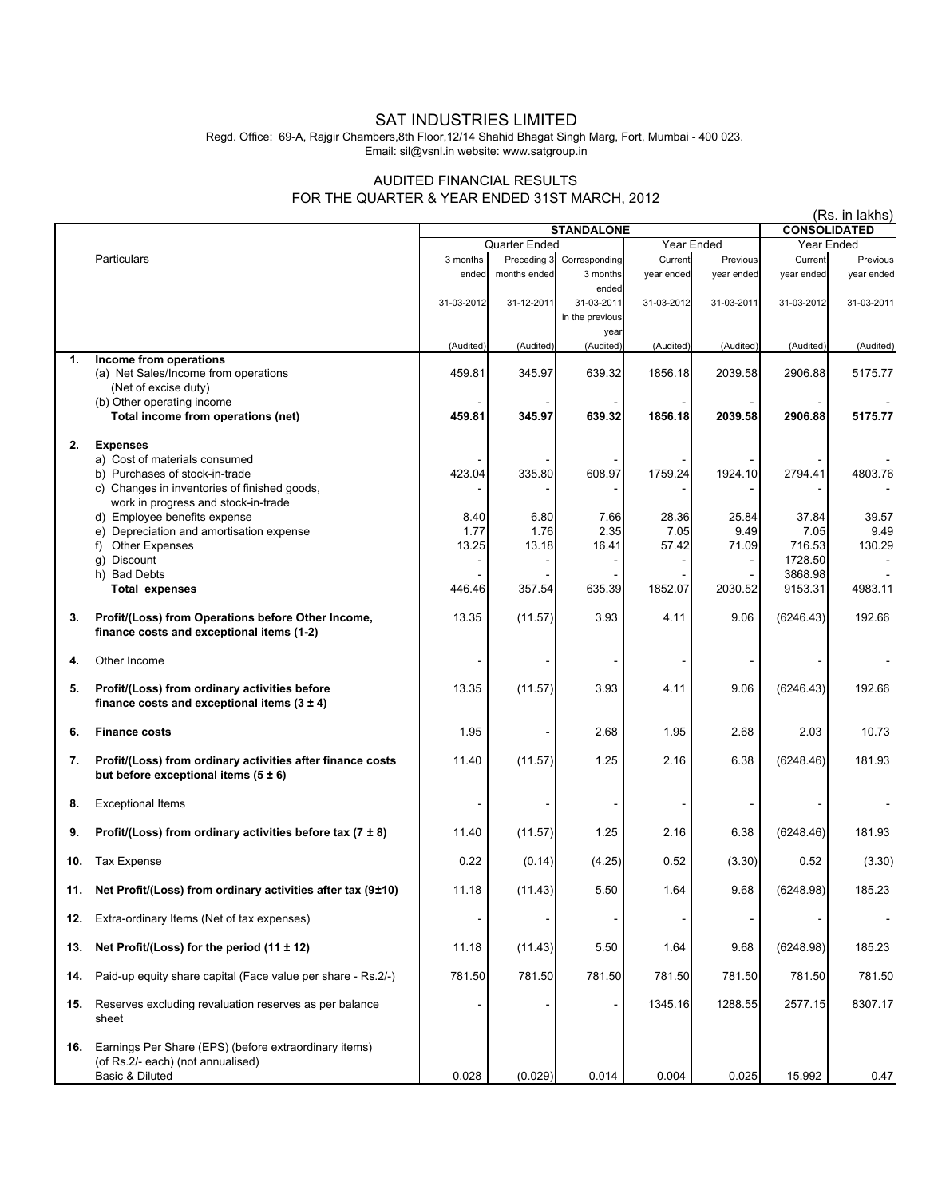# SAT INDUSTRIES LIMITED

Regd. Office: 69-A, Rajgir Chambers,8th Floor,12/14 Shahid Bhagat Singh Marg, Fort, Mumbai - 400 023.
Email: sil@vsnl.in website: www.satgroup.in

## AUDITED FINANCIAL RESULTS
## FOR THE QUARTER & YEAR ENDED 31ST MARCH, 2012

(Rs. in lakhs)

| | Particulars | STANDALONE | | | | | CONSOLIDATED | |
|---|---|---|---|---|---|---|---|---|
| | | Quarter Ended | | | Year Ended | | Year Ended | |
| | | 3 months ended 31-03-2012 (Audited) | Preceding 3 months ended 31-12-2011 (Audited) | Corresponding 3 months ended 31-03-2011 in the previous year (Audited) | Current year ended 31-03-2012 (Audited) | Previous year ended 31-03-2011 (Audited) | Current year ended 31-03-2012 (Audited) | Previous year ended 31-03-2011 (Audited) |
| **1.** | **Income from operations** | | | | | | | |
| | (a) Net Sales/Income from operations (Net of excise duty) | 459.81 | 345.97 | 639.32 | 1856.18 | 2039.58 | 2906.88 | 5175.77 |
| | (b) Other operating income | - | - | - | - | - | - | - |
| | **Total income from operations (net)** | **459.81** | **345.97** | **639.32** | **1856.18** | **2039.58** | **2906.88** | **5175.77** |
| **2.** | **Expenses** | | | | | | | |
| | a) Cost of materials consumed | - | - | - | - | - | - | - |
| | b) Purchases of stock-in-trade | 423.04 | 335.80 | 608.97 | 1759.24 | 1924.10 | 2794.41 | 4803.76 |
| | c) Changes in inventories of finished goods, work in progress and stock-in-trade | - | - | - | - | - | - | - |
| | d) Employee benefits expense | 8.40 | 6.80 | 7.66 | 28.36 | 25.84 | 37.84 | 39.57 |
| | e) Depreciation and amortisation expense | 1.77 | 1.76 | 2.35 | 7.05 | 9.49 | 7.05 | 9.49 |
| | f) Other Expenses | 13.25 | 13.18 | 16.41 | 57.42 | 71.09 | 716.53 | 130.29 |
| | g) Discount | - | - | - | - | - | 1728.50 | - |
| | h) Bad Debts | - | - | - | - | - | 3868.98 | - |
| | **Total expenses** | 446.46 | 357.54 | 635.39 | 1852.07 | 2030.52 | 9153.31 | 4983.11 |
| **3.** | **Profit/(Loss) from Operations before Other Income, finance costs and exceptional items (1-2)** | 13.35 | (11.57) | 3.93 | 4.11 | 9.06 | (6246.43) | 192.66 |
| **4.** | Other Income | - | - | - | - | - | - | - |
| **5.** | **Profit/(Loss) from ordinary activities before finance costs and exceptional items (3 ± 4)** | 13.35 | (11.57) | 3.93 | 4.11 | 9.06 | (6246.43) | 192.66 |
| **6.** | **Finance costs** | 1.95 | - | 2.68 | 1.95 | 2.68 | 2.03 | 10.73 |
| **7.** | **Profit/(Loss) from ordinary activities after finance costs but before exceptional items (5 ± 6)** | 11.40 | (11.57) | 1.25 | 2.16 | 6.38 | (6248.46) | 181.93 |
| **8.** | Exceptional Items | - | - | - | - | - | - | - |
| **9.** | **Profit/(Loss) from ordinary activities before tax (7 ± 8)** | 11.40 | (11.57) | 1.25 | 2.16 | 6.38 | (6248.46) | 181.93 |
| **10.** | Tax Expense | 0.22 | (0.14) | (4.25) | 0.52 | (3.30) | 0.52 | (3.30) |
| **11.** | **Net Profit/(Loss) from ordinary activities after tax (9±10)** | 11.18 | (11.43) | 5.50 | 1.64 | 9.68 | (6248.98) | 185.23 |
| **12.** | Extra-ordinary Items (Net of tax expenses) | - | - | - | - | - | - | - |
| **13.** | **Net Profit/(Loss) for the period (11 ± 12)** | 11.18 | (11.43) | 5.50 | 1.64 | 9.68 | (6248.98) | 185.23 |
| **14.** | Paid-up equity share capital (Face value per share - Rs.2/-) | 781.50 | 781.50 | 781.50 | 781.50 | 781.50 | 781.50 | 781.50 |
| **15.** | Reserves excluding revaluation reserves as per balance sheet | - | - | - | 1345.16 | 1288.55 | 2577.15 | 8307.17 |
| **16.** | Earnings Per Share (EPS) (before extraordinary items) (of Rs.2/- each) (not annualised) | | | | | | | |
| | Basic & Diluted | 0.028 | (0.029) | 0.014 | 0.004 | 0.025 | 15.992 | 0.47 |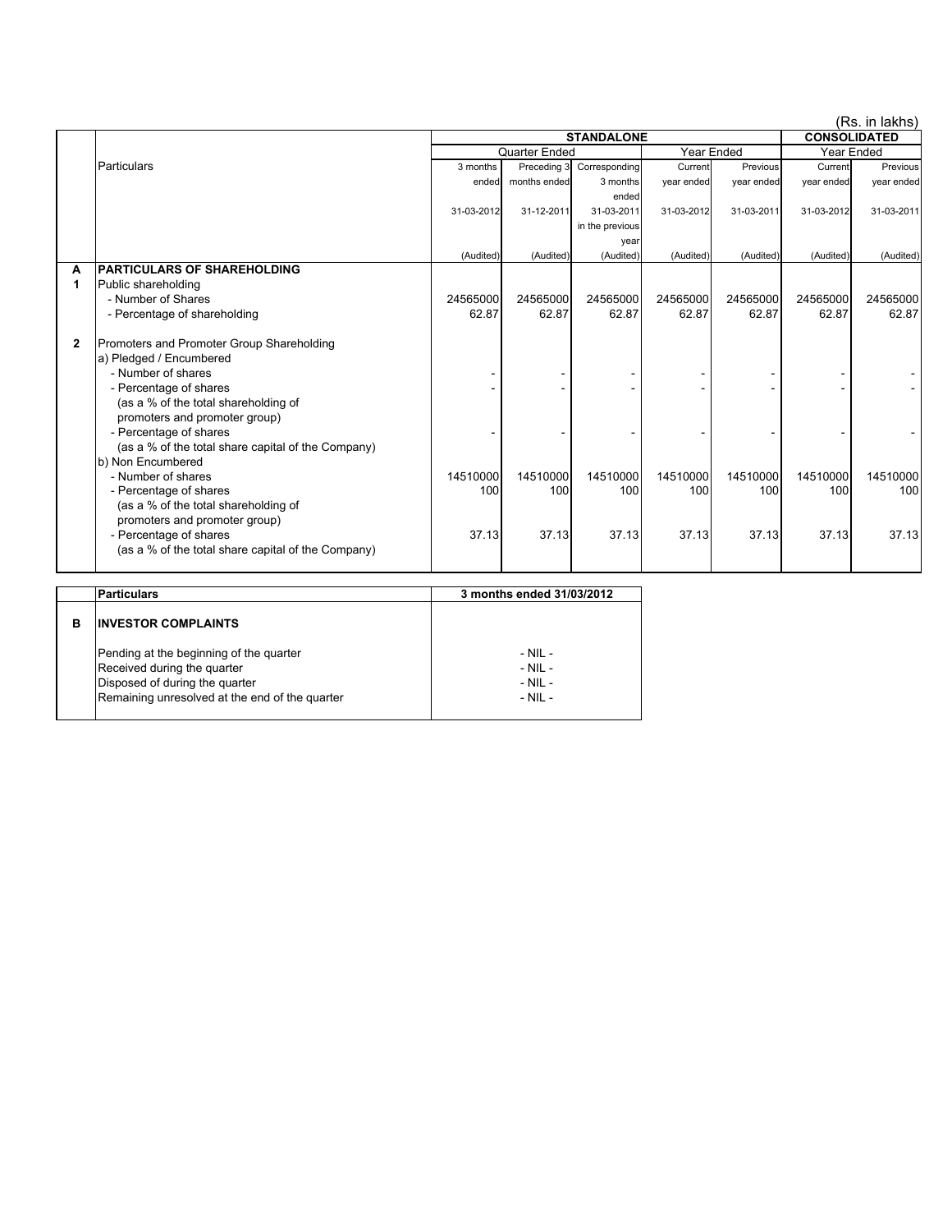(Rs. in lakhs)

| | Particulars | STANDALONE | | | | | CONSOLIDATED | |
|---|---|---|---|---|---|---|---|---|
| | | Quarter Ended | | | Year Ended | | Year Ended | |
| | | 3 months ended 31-03-2012 | Preceding 3 months ended 31-12-2011 | Corresponding 3 months ended 31-03-2011 in the previous year | Current year ended 31-03-2012 | Previous year ended 31-03-2011 | Current year ended 31-03-2012 | Previous year ended 31-03-2011 |
| | | (Audited) | (Audited) | (Audited) | (Audited) | (Audited) | (Audited) | (Audited) |
| **A** | **PARTICULARS OF SHAREHOLDING** | | | | | | | |
| **1** | Public shareholding | | | | | | | |
| | - Number of Shares | 24565000 | 24565000 | 24565000 | 24565000 | 24565000 | 24565000 | 24565000 |
| | - Percentage of shareholding | 62.87 | 62.87 | 62.87 | 62.87 | 62.87 | 62.87 | 62.87 |
| **2** | Promoters and Promoter Group Shareholding | | | | | | | |
| | a) Pledged / Encumbered | | | | | | | |
| | - Number of shares | - | - | - | - | - | - | - |
| | - Percentage of shares (as a % of the total shareholding of promoters and promoter group) | - | - | - | - | - | - | - |
| | - Percentage of shares (as a % of the total share capital of the Company) | - | - | - | - | - | - | - |
| | b) Non Encumbered | | | | | | | |
| | - Number of shares | 14510000 | 14510000 | 14510000 | 14510000 | 14510000 | 14510000 | 14510000 |
| | - Percentage of shares (as a % of the total shareholding of promoters and promoter group) | 100 | 100 | 100 | 100 | 100 | 100 | 100 |
| | - Percentage of shares (as a % of the total share capital of the Company) | 37.13 | 37.13 | 37.13 | 37.13 | 37.13 | 37.13 | 37.13 |

| | Particulars | 3 months ended 31/03/2012 |
|---|---|---|
| **B** | **INVESTOR COMPLAINTS** | |
| | Pending at the beginning of the quarter | - NIL - |
| | Received during the quarter | - NIL - |
| | Disposed of during the quarter | - NIL - |
| | Remaining unresolved at the end of the quarter | - NIL - |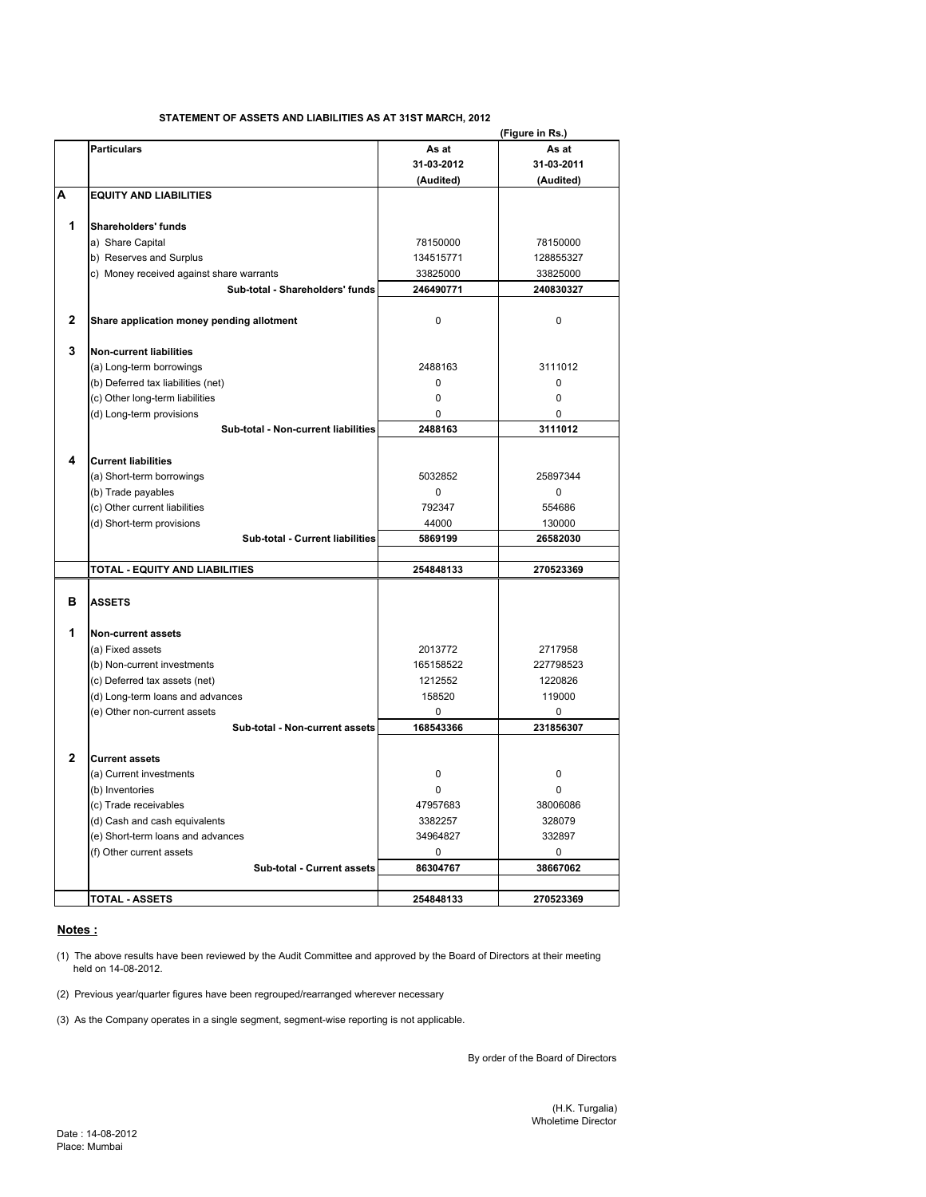## STATEMENT OF ASSETS AND LIABILITIES AS AT 31ST MARCH, 2012

(Figure in Rs.)

| | Particulars | As at 31-03-2012 (Audited) | As at 31-03-2011 (Audited) |
|---|---|---|---|
| **A** | **EQUITY AND LIABILITIES** | | |
| **1** | **Shareholders' funds** | | |
| | a) Share Capital | 78150000 | 78150000 |
| | b) Reserves and Surplus | 134515771 | 128855327 |
| | c) Money received against share warrants | 33825000 | 33825000 |
| | **Sub-total - Shareholders' funds** | **246490771** | **240830327** |
| **2** | **Share application money pending allotment** | 0 | 0 |
| **3** | **Non-current liabilities** | | |
| | (a) Long-term borrowings | 2488163 | 3111012 |
| | (b) Deferred tax liabilities (net) | 0 | 0 |
| | (c) Other long-term liabilities | 0 | 0 |
| | (d) Long-term provisions | 0 | 0 |
| | **Sub-total - Non-current liabilities** | **2488163** | **3111012** |
| **4** | **Current liabilities** | | |
| | (a) Short-term borrowings | 5032852 | 25897344 |
| | (b) Trade payables | 0 | 0 |
| | (c) Other current liabilities | 792347 | 554686 |
| | (d) Short-term provisions | 44000 | 130000 |
| | **Sub-total - Current liabilities** | **5869199** | **26582030** |
| | **TOTAL - EQUITY AND LIABILITIES** | **254848133** | **270523369** |
| **B** | **ASSETS** | | |
| **1** | **Non-current assets** | | |
| | (a) Fixed assets | 2013772 | 2717958 |
| | (b) Non-current investments | 165158522 | 227798523 |
| | (c) Deferred tax assets (net) | 1212552 | 1220826 |
| | (d) Long-term loans and advances | 158520 | 119000 |
| | (e) Other non-current assets | 0 | 0 |
| | **Sub-total - Non-current assets** | **168543366** | **231856307** |
| **2** | **Current assets** | | |
| | (a) Current investments | 0 | 0 |
| | (b) Inventories | 0 | 0 |
| | (c) Trade receivables | 47957683 | 38006086 |
| | (d) Cash and cash equivalents | 3382257 | 328079 |
| | (e) Short-term loans and advances | 34964827 | 332897 |
| | (f) Other current assets | 0 | 0 |
| | **Sub-total - Current assets** | **86304767** | **38667062** |
| | **TOTAL - ASSETS** | **254848133** | **270523369** |

**Notes :**

(1) The above results have been reviewed by the Audit Committee and approved by the Board of Directors at their meeting held on 14-08-2012.

(2) Previous year/quarter figures have been regrouped/rearranged wherever necessary

(3) As the Company operates in a single segment, segment-wise reporting is not applicable.

By order of the Board of Directors

(H.K. Turgalia)
Wholetime Director

Date : 14-08-2012
Place: Mumbai